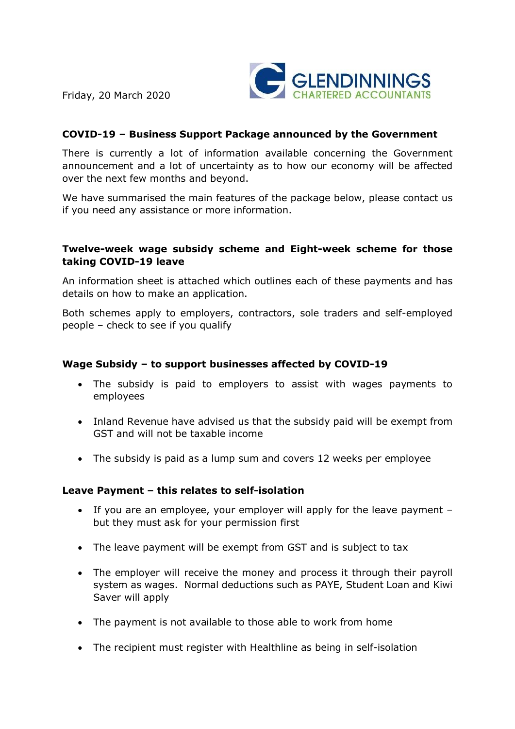Friday, 20 March 2020

GLENDINNINGS
CHARTERED ACCOUNTANTS

## COVID-19 – Business Support Package announced by the Government

There is currently a lot of information available concerning the Government announcement and a lot of uncertainty as to how our economy will be affected over the next few months and beyond.

We have summarised the main features of the package below, please contact us if you need any assistance or more information.

### Twelve-week wage subsidy scheme and Eight-week scheme for those taking COVID-19 leave

An information sheet is attached which outlines each of these payments and has details on how to make an application.

Both schemes apply to employers, contractors, sole traders and self-employed people – check to see if you qualify

### Wage Subsidy – to support businesses affected by COVID-19

- The subsidy is paid to employers to assist with wages payments to employees
- Inland Revenue have advised us that the subsidy paid will be exempt from GST and will not be taxable income
- The subsidy is paid as a lump sum and covers 12 weeks per employee

### Leave Payment – this relates to self-isolation

- If you are an employee, your employer will apply for the leave payment – but they must ask for your permission first
- The leave payment will be exempt from GST and is subject to tax
- The employer will receive the money and process it through their payroll system as wages. Normal deductions such as PAYE, Student Loan and Kiwi Saver will apply
- The payment is not available to those able to work from home
- The recipient must register with Healthline as being in self-isolation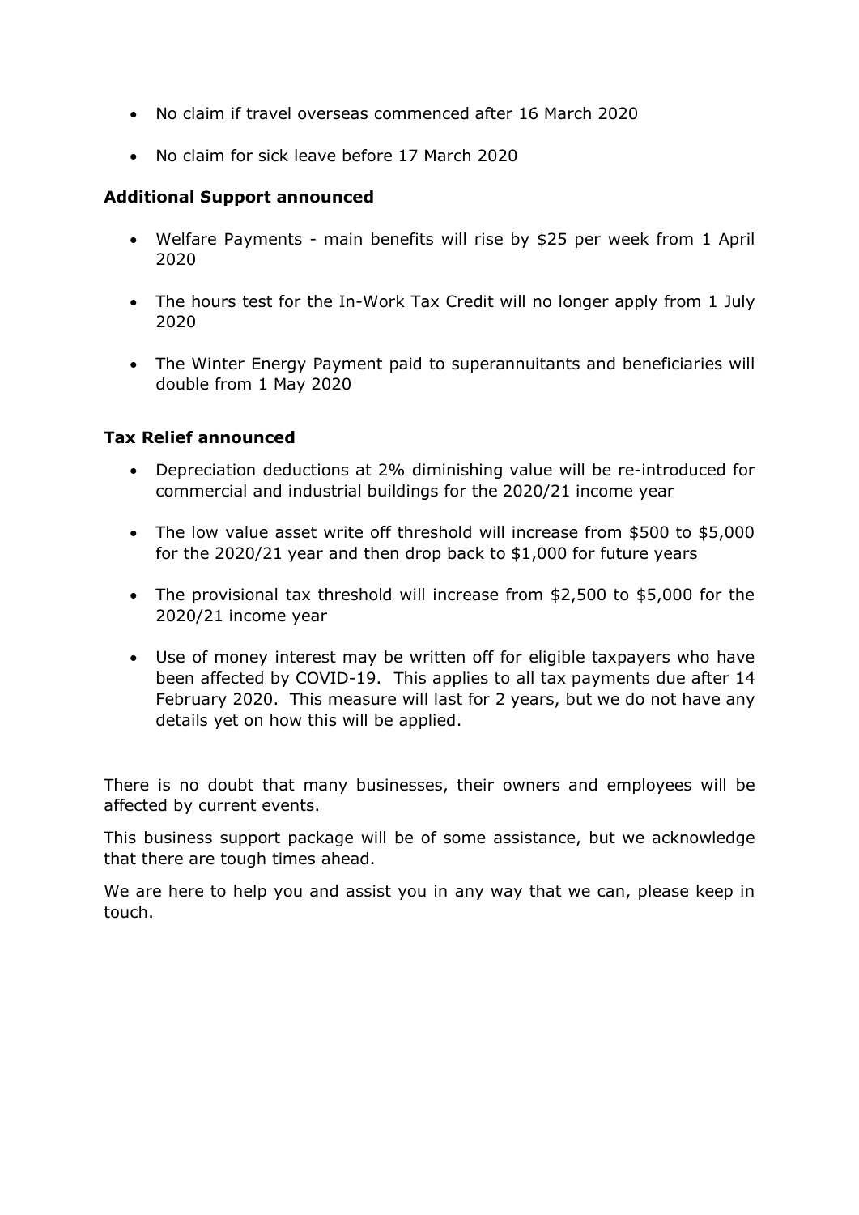- No claim if travel overseas commenced after 16 March 2020
- No claim for sick leave before 17 March 2020

**Additional Support announced**

- Welfare Payments - main benefits will rise by $25 per week from 1 April 2020
- The hours test for the In-Work Tax Credit will no longer apply from 1 July 2020
- The Winter Energy Payment paid to superannuitants and beneficiaries will double from 1 May 2020

**Tax Relief announced**

- Depreciation deductions at 2% diminishing value will be re-introduced for commercial and industrial buildings for the 2020/21 income year
- The low value asset write off threshold will increase from $500 to $5,000 for the 2020/21 year and then drop back to $1,000 for future years
- The provisional tax threshold will increase from $2,500 to $5,000 for the 2020/21 income year
- Use of money interest may be written off for eligible taxpayers who have been affected by COVID-19. This applies to all tax payments due after 14 February 2020. This measure will last for 2 years, but we do not have any details yet on how this will be applied.

There is no doubt that many businesses, their owners and employees will be affected by current events.

This business support package will be of some assistance, but we acknowledge that there are tough times ahead.

We are here to help you and assist you in any way that we can, please keep in touch.